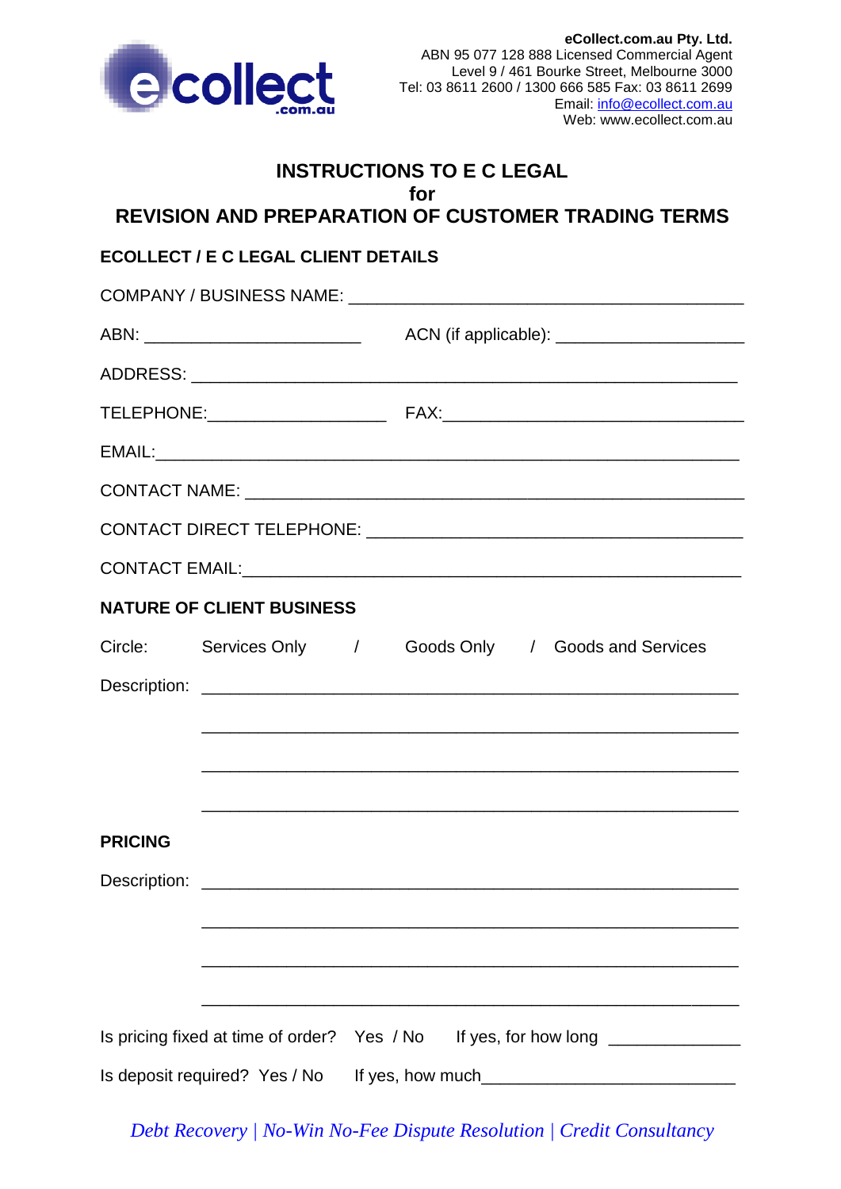**eCollect.com.au Pty. Ltd.**
ABN 95 077 128 888 Licensed Commercial Agent
Level 9 / 461 Bourke Street, Melbourne 3000
Tel: 03 8611 2600 / 1300 666 585 Fax: 03 8611 2699
Email: info@ecollect.com.au
Web: www.ecollect.com.au

# INSTRUCTIONS TO E C LEGAL
# for
# REVISION AND PREPARATION OF CUSTOMER TRADING TERMS

## ECOLLECT / E C LEGAL CLIENT DETAILS

COMPANY / BUSINESS NAME: ________________________________________

ABN: ______________________ ACN (if applicable): ___________________

ADDRESS: _______________________________________________________

TELEPHONE:__________________ FAX:______________________________

EMAIL:__________________________________________________________

CONTACT NAME: __________________________________________________

CONTACT DIRECT TELEPHONE: _____________________________________

CONTACT EMAIL:___________________________________________________

## NATURE OF CLIENT BUSINESS

Circle: Services Only / Goods Only / Goods and Services

Description: ____________________________________________________

____________________________________________________

____________________________________________________

____________________________________________________

## PRICING

Description: ____________________________________________________

____________________________________________________

____________________________________________________

____________________________________________________

Is pricing fixed at time of order? Yes / No If yes, for how long _____________

Is deposit required? Yes / No If yes, how much_________________________

*Debt Recovery | No-Win No-Fee Dispute Resolution | Credit Consultancy*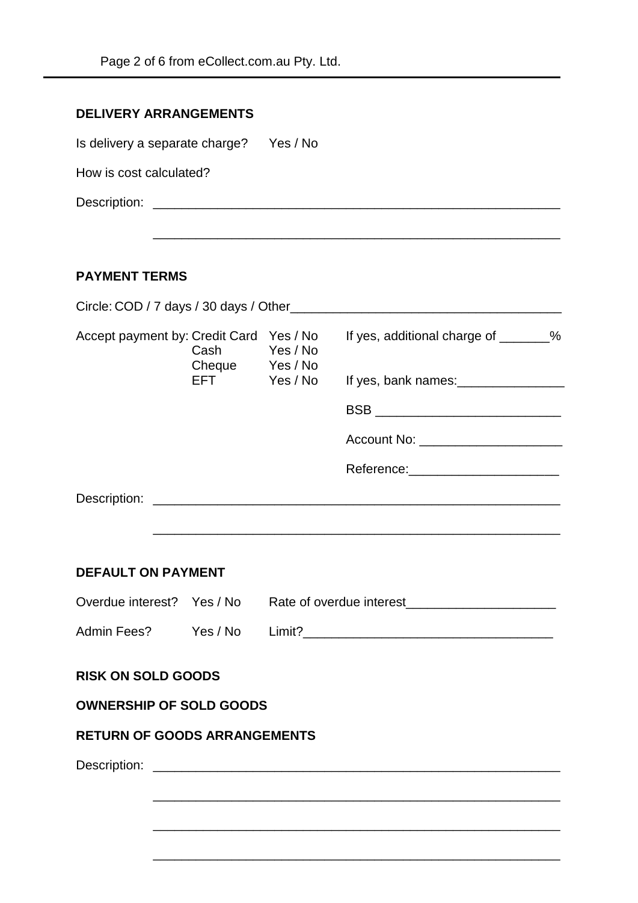## DELIVERY ARRANGEMENTS

Is delivery a separate charge? Yes / No

How is cost calculated?

Description: ____________________________________________________________

____________________________________________________________

## PAYMENT TERMS

Circle: COD / 7 days / 30 days / Other________________________________________

| Accept payment by: | | | |
|---|---|---|---|
| | Credit Card | Yes / No | If yes, additional charge of _______% |
| | Cash | Yes / No | |
| | Cheque | Yes / No | |
| | EFT | Yes / No | If yes, bank names:_______________ |
| | | | BSB _________________________ |
| | | | Account No: ____________________ |
| | | | Reference:_____________________ |

Description: ____________________________________________________________

____________________________________________________________

## DEFAULT ON PAYMENT

Overdue interest? Yes / No Rate of overdue interest_____________________

Admin Fees? Yes / No Limit?___________________________________

## RISK ON SOLD GOODS

## OWNERSHIP OF SOLD GOODS

## RETURN OF GOODS ARRANGEMENTS

Description: ____________________________________________________________

____________________________________________________________

____________________________________________________________

____________________________________________________________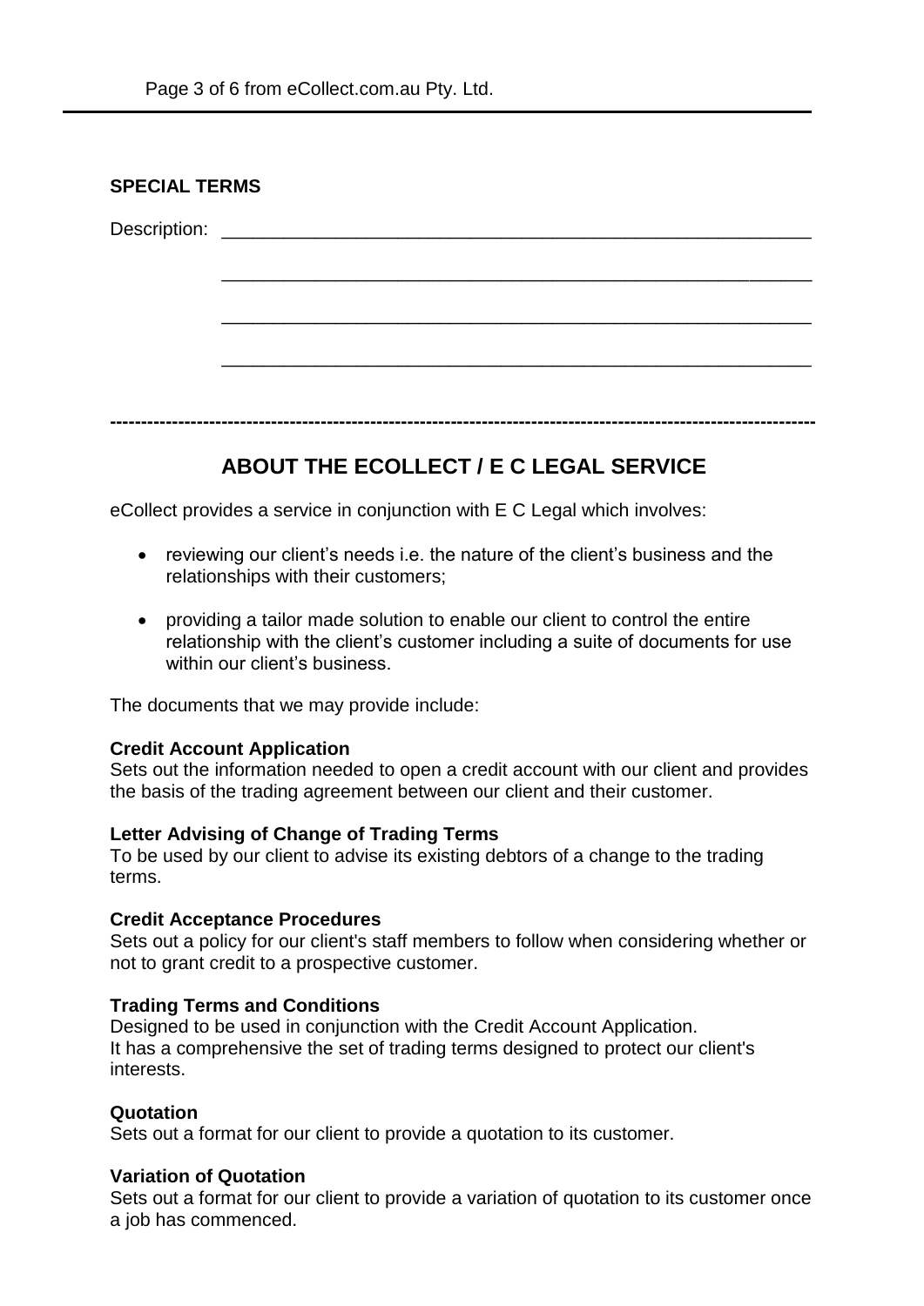**SPECIAL TERMS**

Description: ____________________________________________________________

____________________________________________________________

____________________________________________________________

____________________________________________________________

---

## ABOUT THE ECOLLECT / E C LEGAL SERVICE

eCollect provides a service in conjunction with E C Legal which involves:

- reviewing our client's needs i.e. the nature of the client's business and the relationships with their customers;
- providing a tailor made solution to enable our client to control the entire relationship with the client's customer including a suite of documents for use within our client's business.

The documents that we may provide include:

**Credit Account Application**
Sets out the information needed to open a credit account with our client and provides the basis of the trading agreement between our client and their customer.

**Letter Advising of Change of Trading Terms**
To be used by our client to advise its existing debtors of a change to the trading terms.

**Credit Acceptance Procedures**
Sets out a policy for our client's staff members to follow when considering whether or not to grant credit to a prospective customer.

**Trading Terms and Conditions**
Designed to be used in conjunction with the Credit Account Application.
It has a comprehensive the set of trading terms designed to protect our client's interests.

**Quotation**
Sets out a format for our client to provide a quotation to its customer.

**Variation of Quotation**
Sets out a format for our client to provide a variation of quotation to its customer once a job has commenced.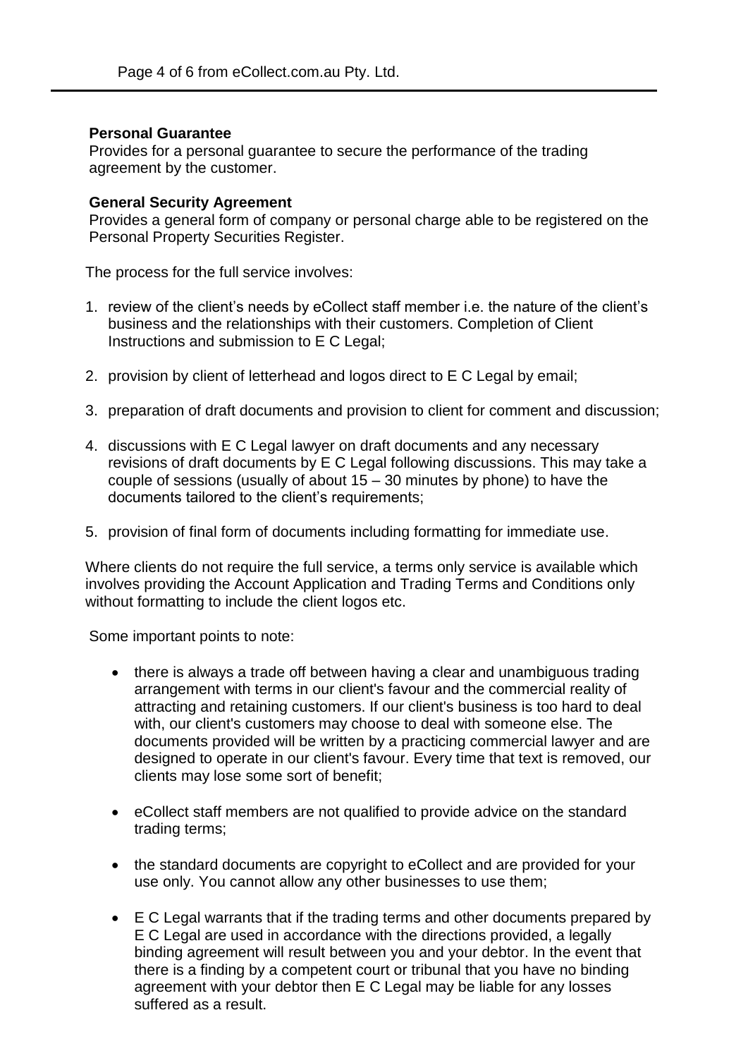**Personal Guarantee**

Provides for a personal guarantee to secure the performance of the trading agreement by the customer.

**General Security Agreement**

Provides a general form of company or personal charge able to be registered on the Personal Property Securities Register.

The process for the full service involves:

1. review of the client's needs by eCollect staff member i.e. the nature of the client's business and the relationships with their customers. Completion of Client Instructions and submission to E C Legal;

2. provision by client of letterhead and logos direct to E C Legal by email;

3. preparation of draft documents and provision to client for comment and discussion;

4. discussions with E C Legal lawyer on draft documents and any necessary revisions of draft documents by E C Legal following discussions. This may take a couple of sessions (usually of about 15 – 30 minutes by phone) to have the documents tailored to the client's requirements;

5. provision of final form of documents including formatting for immediate use.

Where clients do not require the full service, a terms only service is available which involves providing the Account Application and Trading Terms and Conditions only without formatting to include the client logos etc.

Some important points to note:

- there is always a trade off between having a clear and unambiguous trading arrangement with terms in our client's favour and the commercial reality of attracting and retaining customers. If our client's business is too hard to deal with, our client's customers may choose to deal with someone else. The documents provided will be written by a practicing commercial lawyer and are designed to operate in our client's favour. Every time that text is removed, our clients may lose some sort of benefit;

- eCollect staff members are not qualified to provide advice on the standard trading terms;

- the standard documents are copyright to eCollect and are provided for your use only. You cannot allow any other businesses to use them;

- E C Legal warrants that if the trading terms and other documents prepared by E C Legal are used in accordance with the directions provided, a legally binding agreement will result between you and your debtor. In the event that there is a finding by a competent court or tribunal that you have no binding agreement with your debtor then E C Legal may be liable for any losses suffered as a result.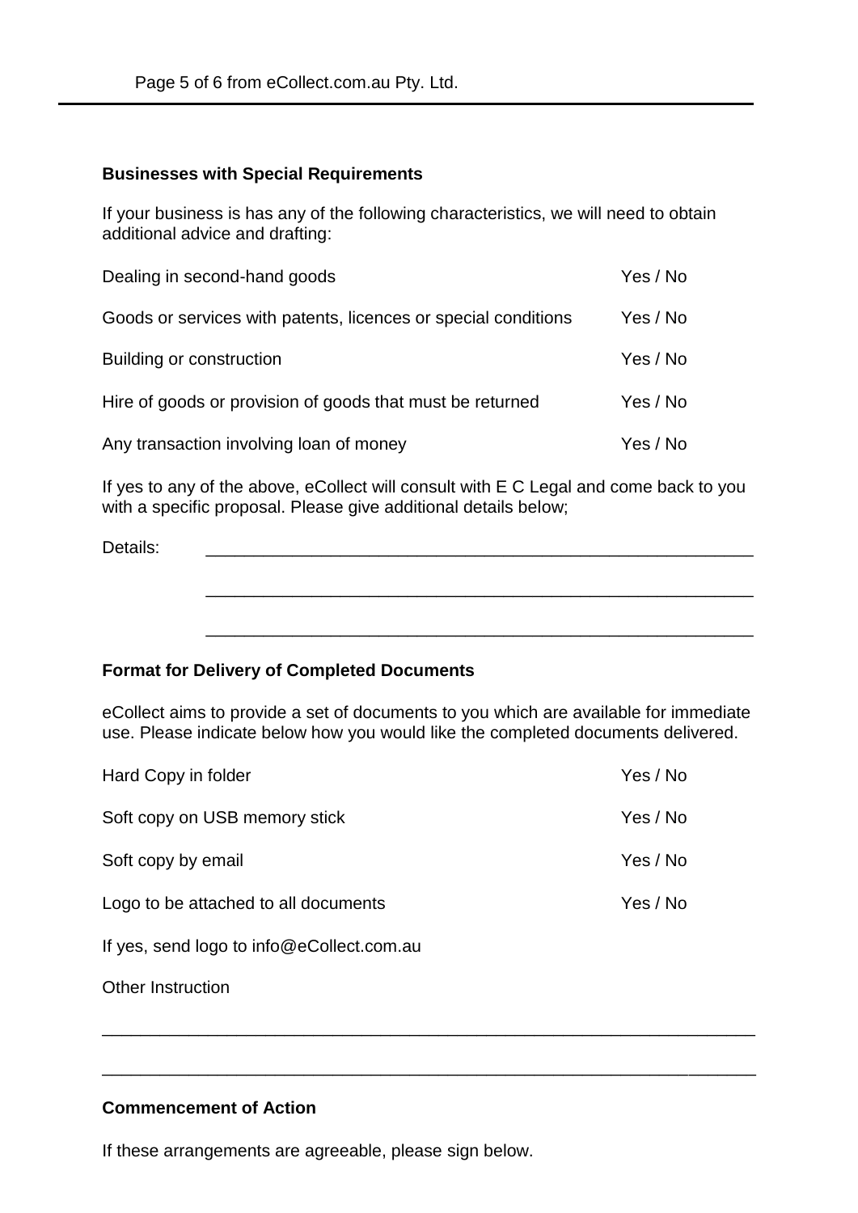**Businesses with Special Requirements**

If your business is has any of the following characteristics, we will need to obtain additional advice and drafting:

| | |
|---|---|
| Dealing in second-hand goods | Yes / No |
| Goods or services with patents, licences or special conditions | Yes / No |
| Building or construction | Yes / No |
| Hire of goods or provision of goods that must be returned | Yes / No |
| Any transaction involving loan of money | Yes / No |

If yes to any of the above, eCollect will consult with E C Legal and come back to you with a specific proposal. Please give additional details below;

Details: ___________________________________________________________

___________________________________________________________

___________________________________________________________

**Format for Delivery of Completed Documents**

eCollect aims to provide a set of documents to you which are available for immediate use. Please indicate below how you would like the completed documents delivered.

| | |
|---|---|
| Hard Copy in folder | Yes / No |
| Soft copy on USB memory stick | Yes / No |
| Soft copy by email | Yes / No |
| Logo to be attached to all documents | Yes / No |

If yes, send logo to info@eCollect.com.au

Other Instruction

______________________________________________________________________

______________________________________________________________________

**Commencement of Action**

If these arrangements are agreeable, please sign below.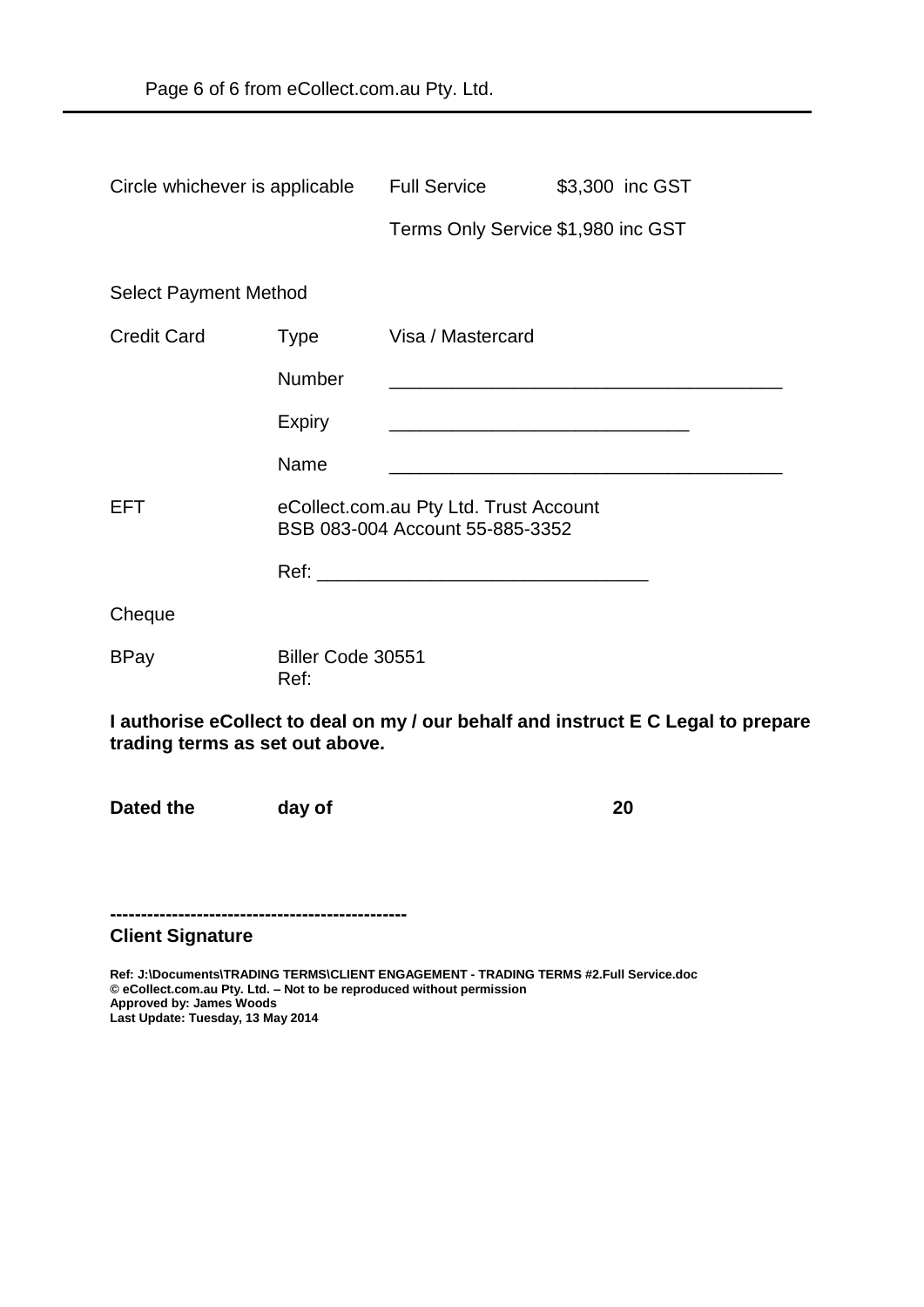| | | |
|---|---|---|
| Circle whichever is applicable | Full Service | $3,300 inc GST |
| | Terms Only Service | $1,980 inc GST |

Select Payment Method

| | | |
|---|---|---|
| Credit Card | Type | Visa / Mastercard |
| | Number | ______________________________________ |
| | Expiry | _____________________________ |
| | Name | ______________________________________ |
| EFT | eCollect.com.au Pty Ltd. Trust Account<br>BSB 083-004 Account 55-885-3352 | |
| | Ref: _______________________________ | |
| Cheque | | |
| BPay | Biller Code 30551<br>Ref: | |

**I authorise eCollect to deal on my / our behalf and instruct E C Legal to prepare trading terms as set out above.**

**Dated the day of 20**

**-----------------------------------------------**

**Client Signature**

**Ref: J:\Documents\TRADING TERMS\CLIENT ENGAGEMENT - TRADING TERMS #2.Full Service.doc**
**© eCollect.com.au Pty. Ltd. – Not to be reproduced without permission**
**Approved by: James Woods**
**Last Update: Tuesday, 13 May 2014**